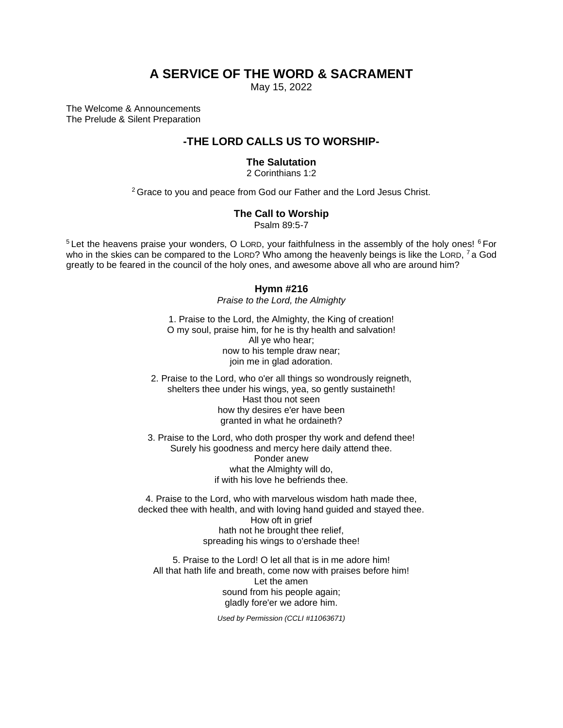# A SERVICE OF THE WORD & SACRAMENT

May 15, 2022

The Welcome & Announcements
The Prelude & Silent Preparation

## -THE LORD CALLS US TO WORSHIP-

### The Salutation

2 Corinthians 1:2

[2] Grace to you and peace from God our Father and the Lord Jesus Christ.

### The Call to Worship

Psalm 89:5-7

[5] Let the heavens praise your wonders, O LORD, your faithfulness in the assembly of the holy ones! [6] For who in the skies can be compared to the LORD? Who among the heavenly beings is like the LORD, [7] a God greatly to be feared in the council of the holy ones, and awesome above all who are around him?

### Hymn #216

*Praise to the Lord, the Almighty*

1. Praise to the Lord, the Almighty, the King of creation!
O my soul, praise him, for he is thy health and salvation!
All ye who hear;
now to his temple draw near;
join me in glad adoration.

2. Praise to the Lord, who o'er all things so wondrously reigneth,
shelters thee under his wings, yea, so gently sustaineth!
Hast thou not seen
how thy desires e'er have been
granted in what he ordaineth?

3. Praise to the Lord, who doth prosper thy work and defend thee!
Surely his goodness and mercy here daily attend thee.
Ponder anew
what the Almighty will do,
if with his love he befriends thee.

4. Praise to the Lord, who with marvelous wisdom hath made thee,
decked thee with health, and with loving hand guided and stayed thee.
How oft in grief
hath not he brought thee relief,
spreading his wings to o'ershade thee!

5. Praise to the Lord! O let all that is in me adore him!
All that hath life and breath, come now with praises before him!
Let the amen
sound from his people again;
gladly fore'er we adore him.

*Used by Permission (CCLI #11063671)*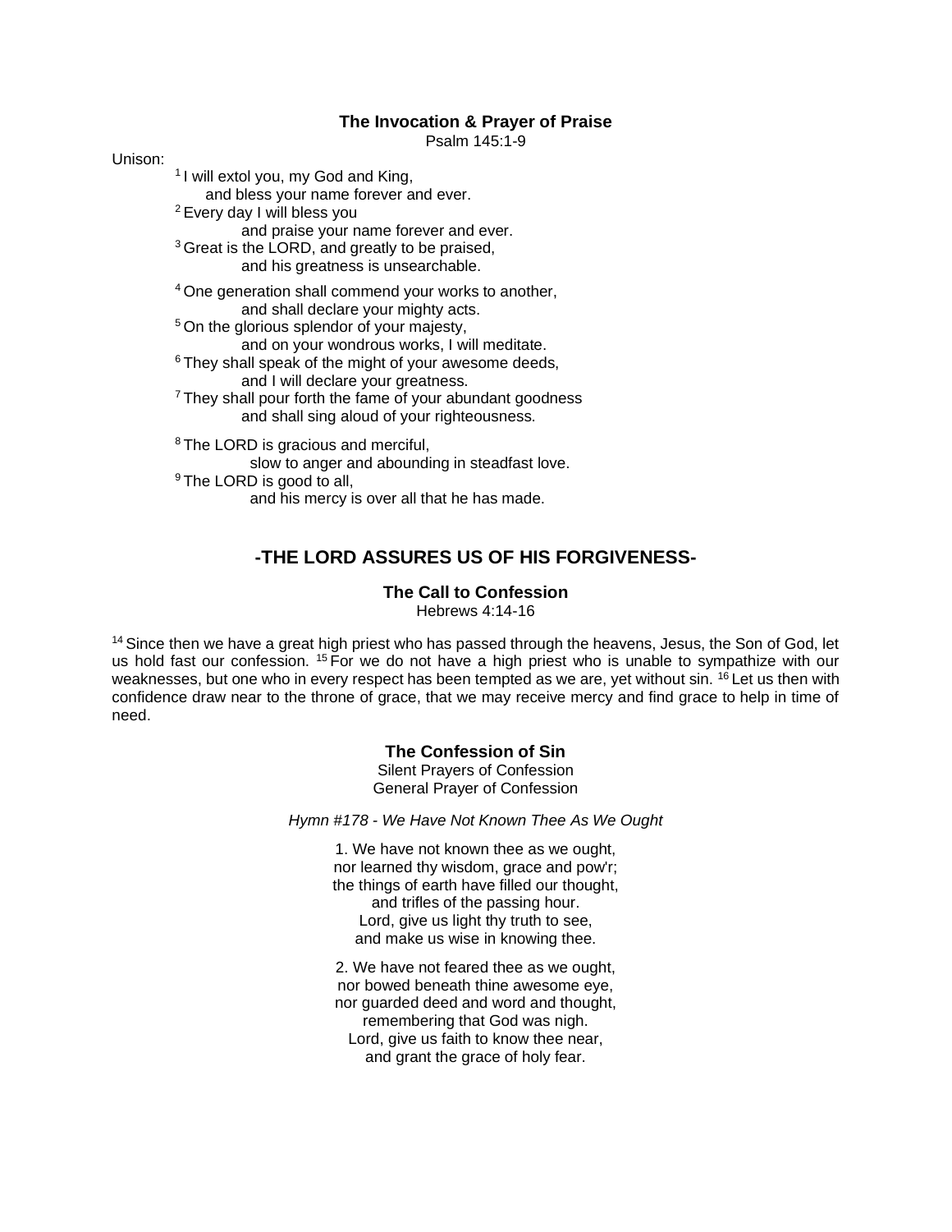### The Invocation & Prayer of Praise

Psalm 145:1-9

Unison:

[1] I will extol you, my God and King,
  and bless your name forever and ever.
[2] Every day I will bless you
  and praise your name forever and ever.
[3] Great is the LORD, and greatly to be praised,
  and his greatness is unsearchable.

[4] One generation shall commend your works to another,
  and shall declare your mighty acts.
[5] On the glorious splendor of your majesty,
  and on your wondrous works, I will meditate.
[6] They shall speak of the might of your awesome deeds,
  and I will declare your greatness.
[7] They shall pour forth the fame of your abundant goodness
  and shall sing aloud of your righteousness.

[8] The LORD is gracious and merciful,
  slow to anger and abounding in steadfast love.
[9] The LORD is good to all,
  and his mercy is over all that he has made.

## -THE LORD ASSURES US OF HIS FORGIVENESS-

### The Call to Confession

Hebrews 4:14-16

[14] Since then we have a great high priest who has passed through the heavens, Jesus, the Son of God, let us hold fast our confession. [15] For we do not have a high priest who is unable to sympathize with our weaknesses, but one who in every respect has been tempted as we are, yet without sin. [16] Let us then with confidence draw near to the throne of grace, that we may receive mercy and find grace to help in time of need.

### The Confession of Sin

Silent Prayers of Confession
General Prayer of Confession

*Hymn #178 - We Have Not Known Thee As We Ought*

1. We have not known thee as we ought,
nor learned thy wisdom, grace and pow'r;
the things of earth have filled our thought,
and trifles of the passing hour.
Lord, give us light thy truth to see,
and make us wise in knowing thee.

2. We have not feared thee as we ought,
nor bowed beneath thine awesome eye,
nor guarded deed and word and thought,
remembering that God was nigh.
Lord, give us faith to know thee near,
and grant the grace of holy fear.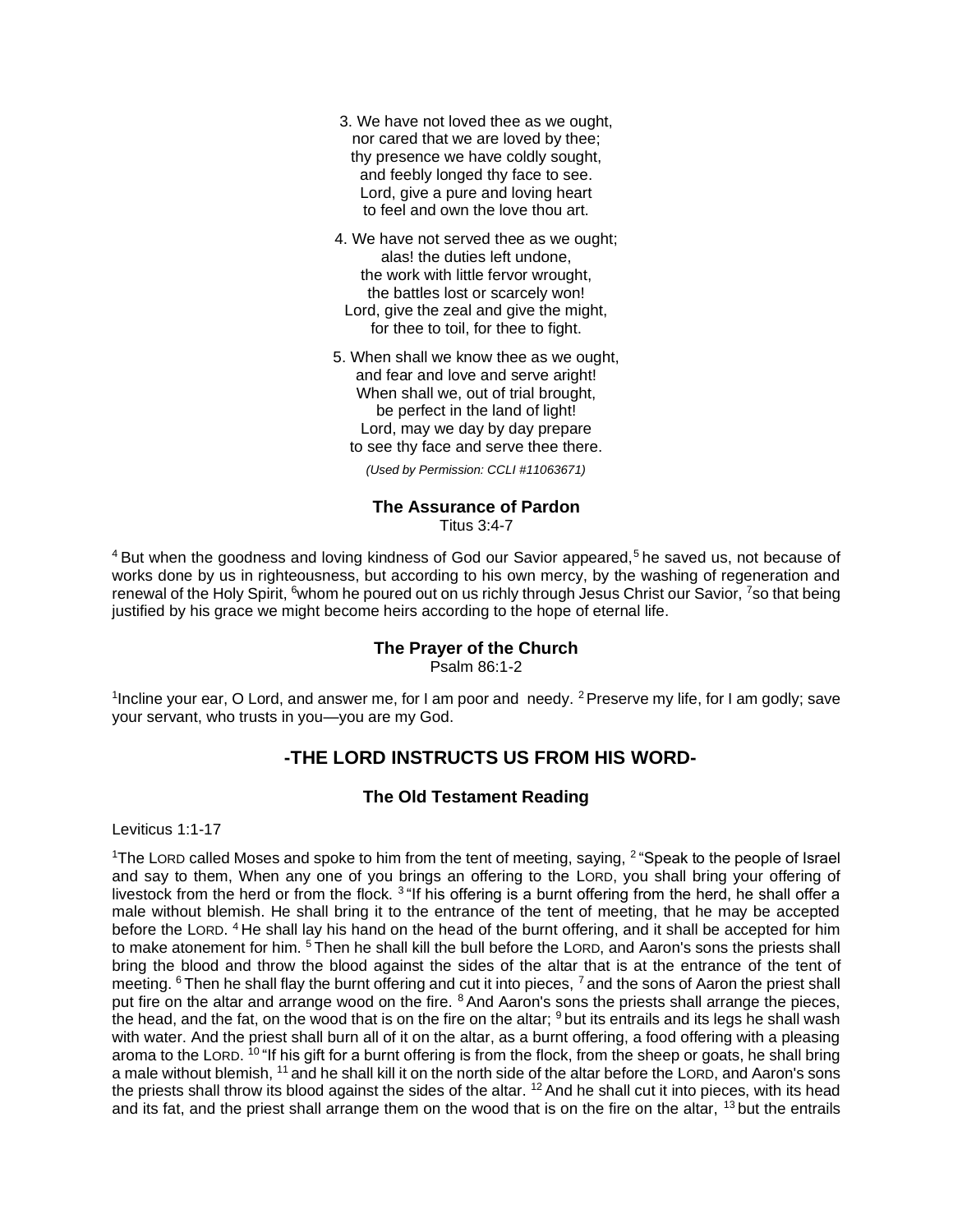3. We have not loved thee as we ought,
nor cared that we are loved by thee;
thy presence we have coldly sought,
and feebly longed thy face to see.
Lord, give a pure and loving heart
to feel and own the love thou art.

4. We have not served thee as we ought;
alas! the duties left undone,
the work with little fervor wrought,
the battles lost or scarcely won!
Lord, give the zeal and give the might,
for thee to toil, for thee to fight.

5. When shall we know thee as we ought,
and fear and love and serve aright!
When shall we, out of trial brought,
be perfect in the land of light!
Lord, may we day by day prepare
to see thy face and serve thee there.

*(Used by Permission: CCLI #11063671)*

### The Assurance of Pardon

Titus 3:4-7

[4] But when the goodness and loving kindness of God our Savior appeared,[5] he saved us, not because of works done by us in righteousness, but according to his own mercy, by the washing of regeneration and renewal of the Holy Spirit, [6]whom he poured out on us richly through Jesus Christ our Savior, [7]so that being justified by his grace we might become heirs according to the hope of eternal life.

### The Prayer of the Church

Psalm 86:1-2

[1]Incline your ear, O Lord, and answer me, for I am poor and needy. [2] Preserve my life, for I am godly; save your servant, who trusts in you—you are my God.

## -THE LORD INSTRUCTS US FROM HIS WORD-

### The Old Testament Reading

Leviticus 1:1-17

[1]The LORD called Moses and spoke to him from the tent of meeting, saying, [2] "Speak to the people of Israel and say to them, When any one of you brings an offering to the LORD, you shall bring your offering of livestock from the herd or from the flock. [3] "If his offering is a burnt offering from the herd, he shall offer a male without blemish. He shall bring it to the entrance of the tent of meeting, that he may be accepted before the LORD. [4] He shall lay his hand on the head of the burnt offering, and it shall be accepted for him to make atonement for him. [5] Then he shall kill the bull before the LORD, and Aaron's sons the priests shall bring the blood and throw the blood against the sides of the altar that is at the entrance of the tent of meeting. [6] Then he shall flay the burnt offering and cut it into pieces, [7] and the sons of Aaron the priest shall put fire on the altar and arrange wood on the fire. [8] And Aaron's sons the priests shall arrange the pieces, the head, and the fat, on the wood that is on the fire on the altar; [9] but its entrails and its legs he shall wash with water. And the priest shall burn all of it on the altar, as a burnt offering, a food offering with a pleasing aroma to the LORD. [10] "If his gift for a burnt offering is from the flock, from the sheep or goats, he shall bring a male without blemish, [11] and he shall kill it on the north side of the altar before the LORD, and Aaron's sons the priests shall throw its blood against the sides of the altar. [12] And he shall cut it into pieces, with its head and its fat, and the priest shall arrange them on the wood that is on the fire on the altar, [13] but the entrails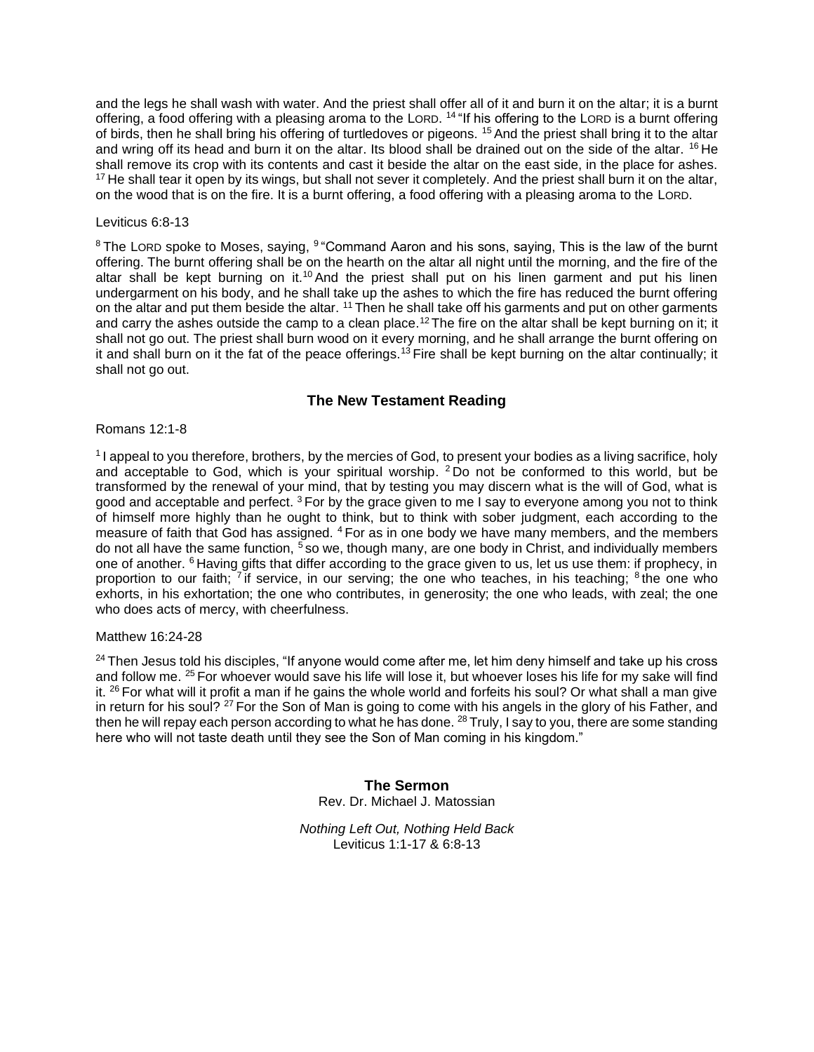and the legs he shall wash with water. And the priest shall offer all of it and burn it on the altar; it is a burnt offering, a food offering with a pleasing aroma to the LORD. [14] "If his offering to the LORD is a burnt offering of birds, then he shall bring his offering of turtledoves or pigeons. [15] And the priest shall bring it to the altar and wring off its head and burn it on the altar. Its blood shall be drained out on the side of the altar. [16] He shall remove its crop with its contents and cast it beside the altar on the east side, in the place for ashes. [17] He shall tear it open by its wings, but shall not sever it completely. And the priest shall burn it on the altar, on the wood that is on the fire. It is a burnt offering, a food offering with a pleasing aroma to the LORD.

Leviticus 6:8-13

[8] The LORD spoke to Moses, saying, [9] "Command Aaron and his sons, saying, This is the law of the burnt offering. The burnt offering shall be on the hearth on the altar all night until the morning, and the fire of the altar shall be kept burning on it.[10] And the priest shall put on his linen garment and put his linen undergarment on his body, and he shall take up the ashes to which the fire has reduced the burnt offering on the altar and put them beside the altar. [11] Then he shall take off his garments and put on other garments and carry the ashes outside the camp to a clean place.[12] The fire on the altar shall be kept burning on it; it shall not go out. The priest shall burn wood on it every morning, and he shall arrange the burnt offering on it and shall burn on it the fat of the peace offerings.[13] Fire shall be kept burning on the altar continually; it shall not go out.

## The New Testament Reading

Romans 12:1-8

[1] I appeal to you therefore, brothers, by the mercies of God, to present your bodies as a living sacrifice, holy and acceptable to God, which is your spiritual worship. [2] Do not be conformed to this world, but be transformed by the renewal of your mind, that by testing you may discern what is the will of God, what is good and acceptable and perfect. [3] For by the grace given to me I say to everyone among you not to think of himself more highly than he ought to think, but to think with sober judgment, each according to the measure of faith that God has assigned. [4] For as in one body we have many members, and the members do not all have the same function, [5] so we, though many, are one body in Christ, and individually members one of another. [6] Having gifts that differ according to the grace given to us, let us use them: if prophecy, in proportion to our faith; [7] if service, in our serving; the one who teaches, in his teaching; [8] the one who exhorts, in his exhortation; the one who contributes, in generosity; the one who leads, with zeal; the one who does acts of mercy, with cheerfulness.

Matthew 16:24-28

[24] Then Jesus told his disciples, "If anyone would come after me, let him deny himself and take up his cross and follow me. [25] For whoever would save his life will lose it, but whoever loses his life for my sake will find it. [26] For what will it profit a man if he gains the whole world and forfeits his soul? Or what shall a man give in return for his soul? [27] For the Son of Man is going to come with his angels in the glory of his Father, and then he will repay each person according to what he has done. [28] Truly, I say to you, there are some standing here who will not taste death until they see the Son of Man coming in his kingdom."

## The Sermon

Rev. Dr. Michael J. Matossian

*Nothing Left Out, Nothing Held Back*

Leviticus 1:1-17 & 6:8-13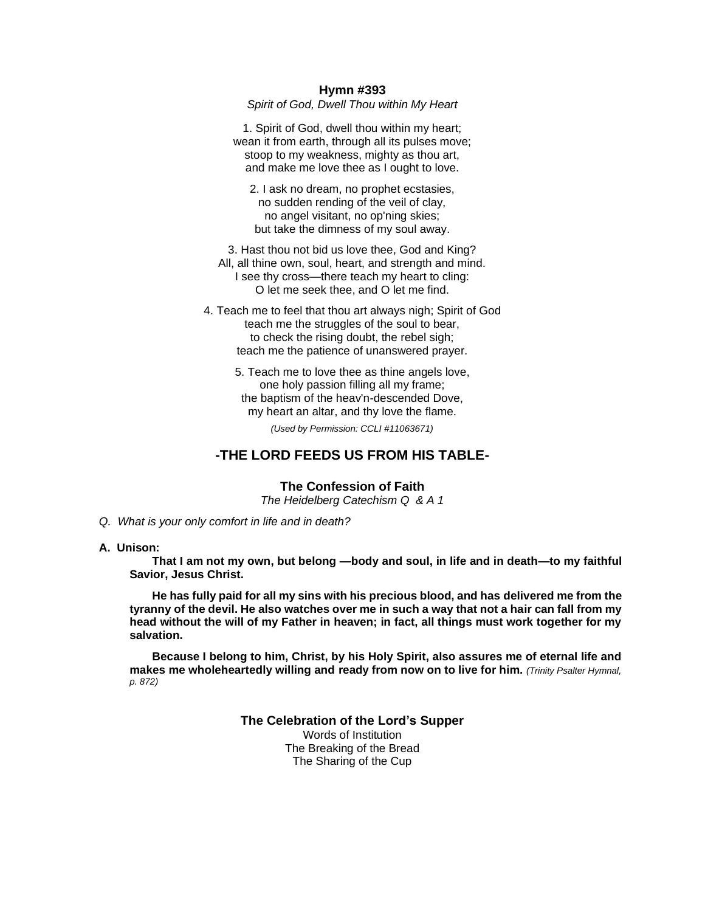**Hymn #393**

*Spirit of God, Dwell Thou within My Heart*

1. Spirit of God, dwell thou within my heart;
wean it from earth, through all its pulses move;
stoop to my weakness, mighty as thou art,
and make me love thee as I ought to love.

2. I ask no dream, no prophet ecstasies,
no sudden rending of the veil of clay,
no angel visitant, no op'ning skies;
but take the dimness of my soul away.

3. Hast thou not bid us love thee, God and King?
All, all thine own, soul, heart, and strength and mind.
I see thy cross—there teach my heart to cling:
O let me seek thee, and O let me find.

4. Teach me to feel that thou art always nigh; Spirit of God
teach me the struggles of the soul to bear,
to check the rising doubt, the rebel sigh;
teach me the patience of unanswered prayer.

5. Teach me to love thee as thine angels love,
one holy passion filling all my frame;
the baptism of the heav'n-descended Dove,
my heart an altar, and thy love the flame.

*(Used by Permission: CCLI #11063671)*

## -THE LORD FEEDS US FROM HIS TABLE-

### The Confession of Faith

*The Heidelberg Catechism Q & A 1*

*Q. What is your only comfort in life and in death?*

**A. Unison:**

**That I am not my own, but belong —body and soul, in life and in death—to my faithful Savior, Jesus Christ.**

**He has fully paid for all my sins with his precious blood, and has delivered me from the tyranny of the devil. He also watches over me in such a way that not a hair can fall from my head without the will of my Father in heaven; in fact, all things must work together for my salvation.**

**Because I belong to him, Christ, by his Holy Spirit, also assures me of eternal life and makes me wholeheartedly willing and ready from now on to live for him.** *(Trinity Psalter Hymnal, p. 872)*

### The Celebration of the Lord's Supper

Words of Institution
The Breaking of the Bread
The Sharing of the Cup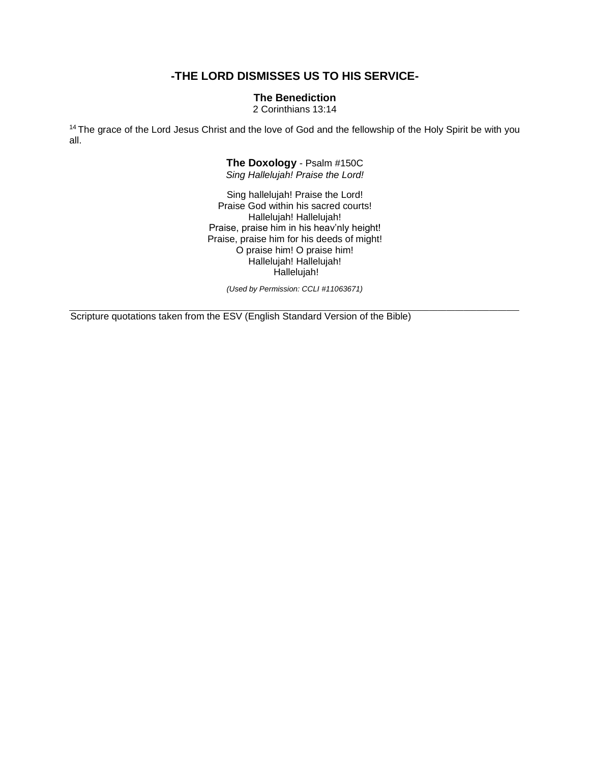## -THE LORD DISMISSES US TO HIS SERVICE-

**The Benediction**
2 Corinthians 13:14

[14] The grace of the Lord Jesus Christ and the love of God and the fellowship of the Holy Spirit be with you all.

**The Doxology** - Psalm #150C
*Sing Hallelujah! Praise the Lord!*

Sing hallelujah! Praise the Lord!
Praise God within his sacred courts!
Hallelujah! Hallelujah!
Praise, praise him in his heav'nly height!
Praise, praise him for his deeds of might!
O praise him! O praise him!
Hallelujah! Hallelujah!
Hallelujah!

*(Used by Permission: CCLI #11063671)*

---

Scripture quotations taken from the ESV (English Standard Version of the Bible)